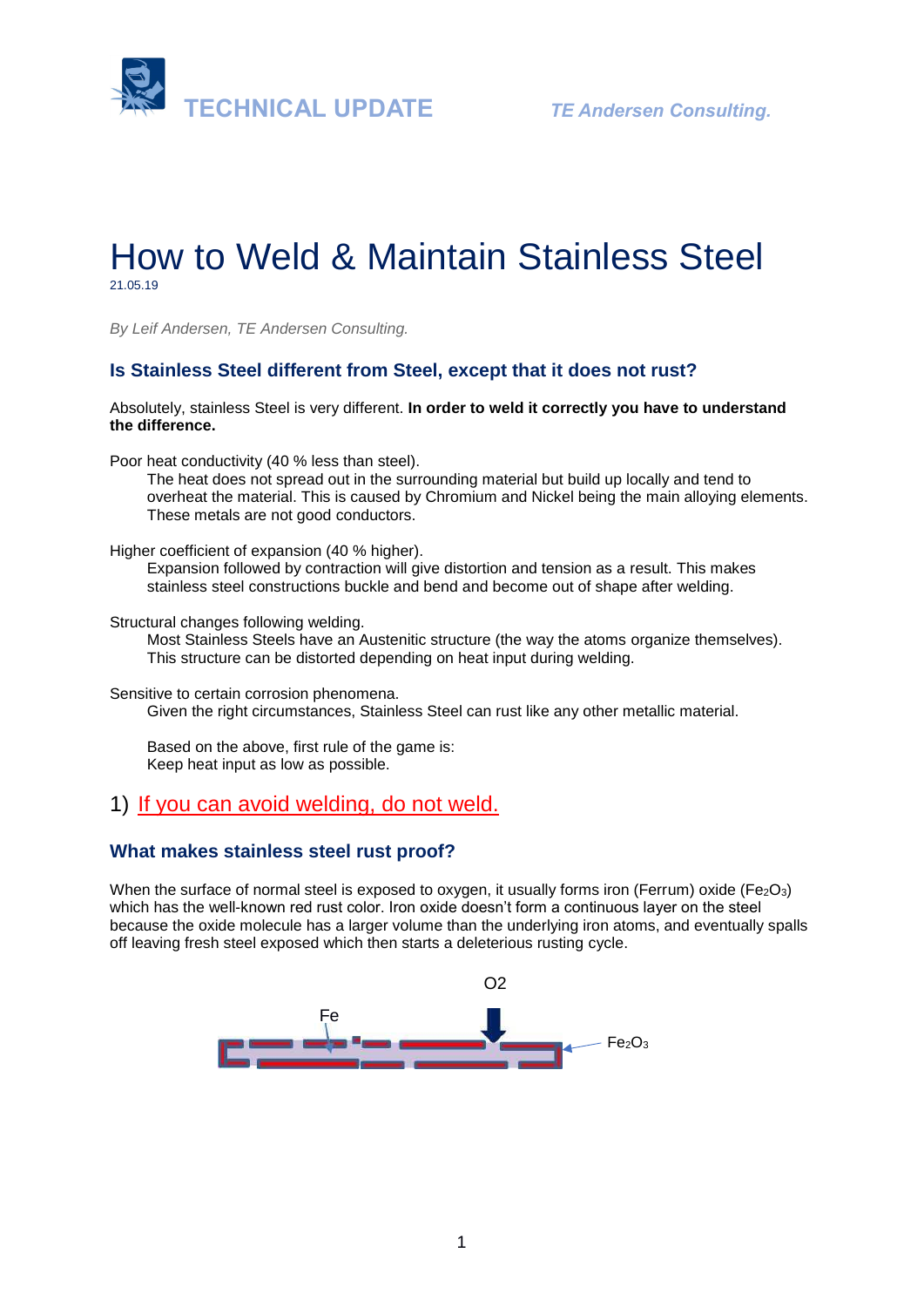TECHNICAL UPDATE

*TE Andersen Consulting.*

# How to Weld & Maintain Stainless Steel

21.05.19

*By Leif Andersen, TE Andersen Consulting.*

## Is Stainless Steel different from Steel, except that it does not rust?

Absolutely, stainless Steel is very different. **In order to weld it correctly you have to understand the difference.**

Poor heat conductivity (40 % less than steel).

The heat does not spread out in the surrounding material but build up locally and tend to overheat the material. This is caused by Chromium and Nickel being the main alloying elements. These metals are not good conductors.

Higher coefficient of expansion (40 % higher).

Expansion followed by contraction will give distortion and tension as a result. This makes stainless steel constructions buckle and bend and become out of shape after welding.

Structural changes following welding.

Most Stainless Steels have an Austenitic structure (the way the atoms organize themselves). This structure can be distorted depending on heat input during welding.

Sensitive to certain corrosion phenomena.

Given the right circumstances, Stainless Steel can rust like any other metallic material.

Based on the above, first rule of the game is:
Keep heat input as low as possible.

1) If you can avoid welding, do not weld.

## What makes stainless steel rust proof?

When the surface of normal steel is exposed to oxygen, it usually forms iron (Ferrum) oxide ($Fe_2O_3$) which has the well-known red rust color. Iron oxide doesn't form a continuous layer on the steel because the oxide molecule has a larger volume than the underlying iron atoms, and eventually spalls off leaving fresh steel exposed which then starts a deleterious rusting cycle.

O2

Fe

$Fe_2O_3$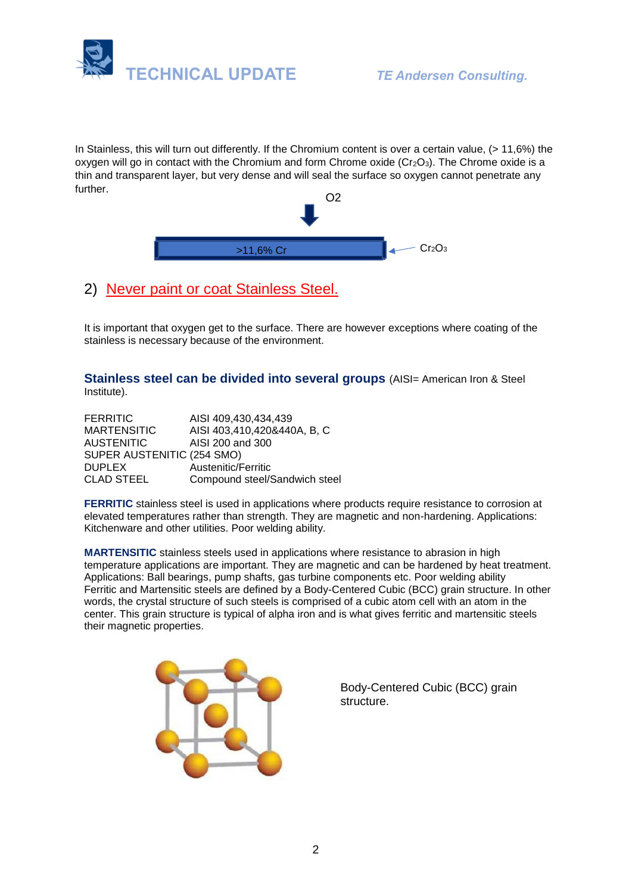In Stainless, this will turn out differently. If the Chromium content is over a certain value, (> 11,6%) the oxygen will go in contact with the Chromium and form Chrome oxide ($Cr_2O_3$). The Chrome oxide is a thin and transparent layer, but very dense and will seal the surface so oxygen cannot penetrate any further.

O2

>11,6% Cr

$Cr_2O_3$

## 2) Never paint or coat Stainless Steel.

It is important that oxygen get to the surface. There are however exceptions where coating of the stainless is necessary because of the environment.

**Stainless steel can be divided into several groups** (AISI= American Iron & Steel Institute).

| | |
|---|---|
| FERRITIC | AISI 409,430,434,439 |
| MARTENSITIC | AISI 403,410,420&440A, B, C |
| AUSTENITIC | AISI 200 and 300 |
| SUPER AUSTENITIC (254 SMO) | |
| DUPLEX | Austenitic/Ferritic |
| CLAD STEEL | Compound steel/Sandwich steel |

**FERRITIC** stainless steel is used in applications where products require resistance to corrosion at elevated temperatures rather than strength. They are magnetic and non-hardening. Applications: Kitchenware and other utilities. Poor welding ability.

**MARTENSITIC** stainless steels used in applications where resistance to abrasion in high temperature applications are important. They are magnetic and can be hardened by heat treatment. Applications: Ball bearings, pump shafts, gas turbine components etc. Poor welding ability
Ferritic and Martensitic steels are defined by a Body-Centered Cubic (BCC) grain structure. In other words, the crystal structure of such steels is comprised of a cubic atom cell with an atom in the center. This grain structure is typical of alpha iron and is what gives ferritic and martensitic steels their magnetic properties.

Body-Centered Cubic (BCC) grain structure.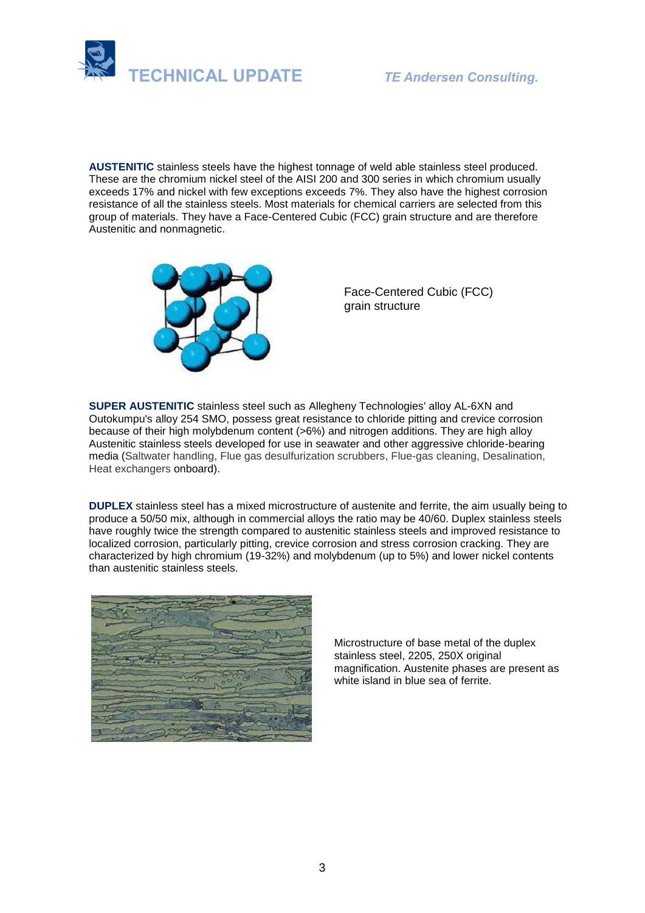**AUSTENITIC** stainless steels have the highest tonnage of weld able stainless steel produced. These are the chromium nickel steel of the AISI 200 and 300 series in which chromium usually exceeds 17% and nickel with few exceptions exceeds 7%. They also have the highest corrosion resistance of all the stainless steels. Most materials for chemical carriers are selected from this group of materials. They have a Face-Centered Cubic (FCC) grain structure and are therefore Austenitic and nonmagnetic.

Face-Centered Cubic (FCC) grain structure

**SUPER AUSTENITIC** stainless steel such as Allegheny Technologies' alloy AL-6XN and Outokumpu's alloy 254 SMO, possess great resistance to chloride pitting and crevice corrosion because of their high molybdenum content (>6%) and nitrogen additions. They are high alloy Austenitic stainless steels developed for use in seawater and other aggressive chloride-bearing media (Saltwater handling, Flue gas desulfurization scrubbers, Flue-gas cleaning, Desalination, Heat exchangers onboard).

**DUPLEX** stainless steel has a mixed microstructure of austenite and ferrite, the aim usually being to produce a 50/50 mix, although in commercial alloys the ratio may be 40/60. Duplex stainless steels have roughly twice the strength compared to austenitic stainless steels and improved resistance to localized corrosion, particularly pitting, crevice corrosion and stress corrosion cracking. They are characterized by high chromium (19-32%) and molybdenum (up to 5%) and lower nickel contents than austenitic stainless steels.

Microstructure of base metal of the duplex stainless steel, 2205, 250X original magnification. Austenite phases are present as white island in blue sea of ferrite.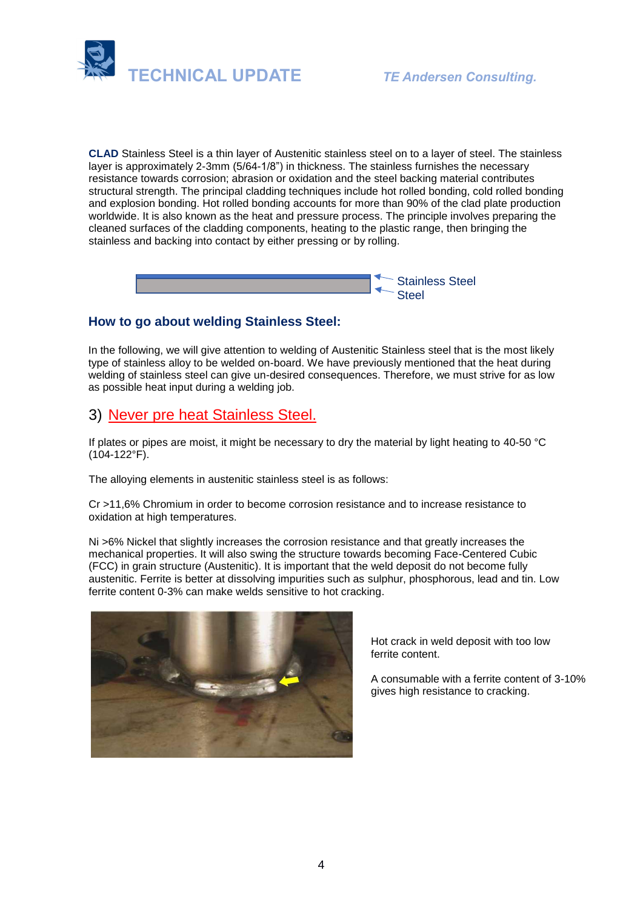**CLAD** Stainless Steel is a thin layer of Austenitic stainless steel on to a layer of steel. The stainless layer is approximately 2-3mm (5/64-1/8") in thickness. The stainless furnishes the necessary resistance towards corrosion; abrasion or oxidation and the steel backing material contributes structural strength. The principal cladding techniques include hot rolled bonding, cold rolled bonding and explosion bonding. Hot rolled bonding accounts for more than 90% of the clad plate production worldwide. It is also known as the heat and pressure process. The principle involves preparing the cleaned surfaces of the cladding components, heating to the plastic range, then bringing the stainless and backing into contact by either pressing or by rolling.

Stainless Steel
Steel

## How to go about welding Stainless Steel:

In the following, we will give attention to welding of Austenitic Stainless steel that is the most likely type of stainless alloy to be welded on-board. We have previously mentioned that the heat during welding of stainless steel can give un-desired consequences. Therefore, we must strive for as low as possible heat input during a welding job.

### 3) Never pre heat Stainless Steel.

If plates or pipes are moist, it might be necessary to dry the material by light heating to 40-50 °C (104-122°F).

The alloying elements in austenitic stainless steel is as follows:

Cr >11,6% Chromium in order to become corrosion resistance and to increase resistance to oxidation at high temperatures.

Ni >6% Nickel that slightly increases the corrosion resistance and that greatly increases the mechanical properties. It will also swing the structure towards becoming Face-Centered Cubic (FCC) in grain structure (Austenitic). It is important that the weld deposit do not become fully austenitic. Ferrite is better at dissolving impurities such as sulphur, phosphorous, lead and tin. Low ferrite content 0-3% can make welds sensitive to hot cracking.

Hot crack in weld deposit with too low ferrite content.

A consumable with a ferrite content of 3-10% gives high resistance to cracking.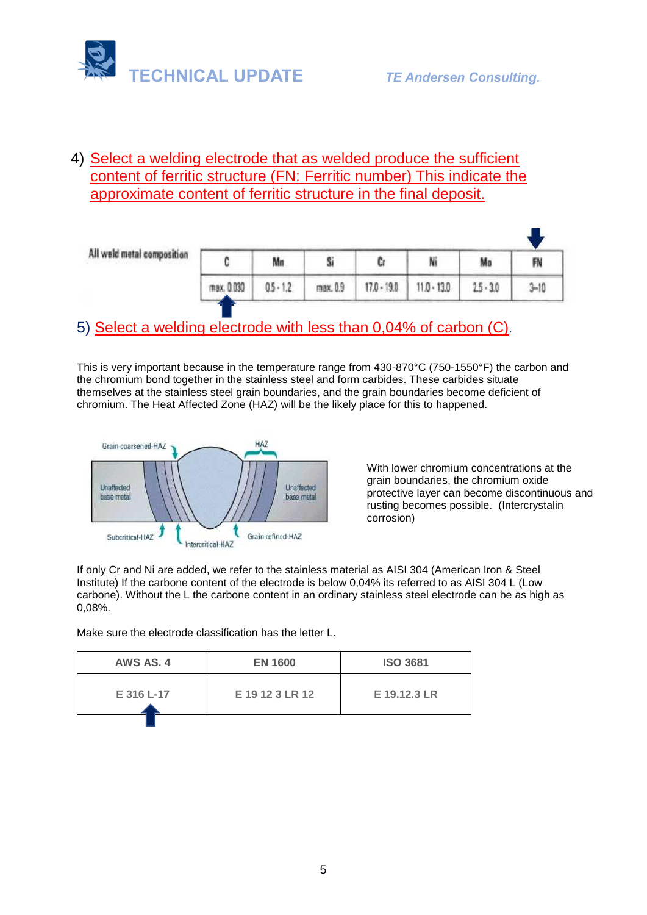4) Select a welding electrode that as welded produce the sufficient content of ferritic structure (FN: Ferritic number) This indicate the approximate content of ferritic structure in the final deposit.

All weld metal composition

| C | Mn | Si | Cr | Ni | Mo | FN |
|---|---|---|---|---|---|---|
| max. 0.030 | 0.5 - 1.2 | max. 0.9 | 17.0 - 19.0 | 11.0 - 13.0 | 2.5 - 3.0 | 3-10 |

5) Select a welding electrode with less than 0,04% of carbon (C).

This is very important because in the temperature range from 430-870°C (750-1550°F) the carbon and the chromium bond together in the stainless steel and form carbides. These carbides situate themselves at the stainless steel grain boundaries, and the grain boundaries become deficient of chromium. The Heat Affected Zone (HAZ) will be the likely place for this to happened.

Grain-coarsened-HAZ, HAZ, Unaffected base metal, Unaffected base metal, Subcritical-HAZ, Intercritical-HAZ, Grain-refined-HAZ

With lower chromium concentrations at the grain boundaries, the chromium oxide protective layer can become discontinuous and rusting becomes possible. (Intercrystalin corrosion)

If only Cr and Ni are added, we refer to the stainless material as AISI 304 (American Iron & Steel Institute) If the carbone content of the electrode is below 0,04% its referred to as AISI 304 L (Low carbone). Without the L the carbone content in an ordinary stainless steel electrode can be as high as 0,08%.

Make sure the electrode classification has the letter L.

| AWS AS. 4 | EN 1600 | ISO 3681 |
|---|---|---|
| E 316 L-17 | E 19 12 3 LR 12 | E 19.12.3 LR |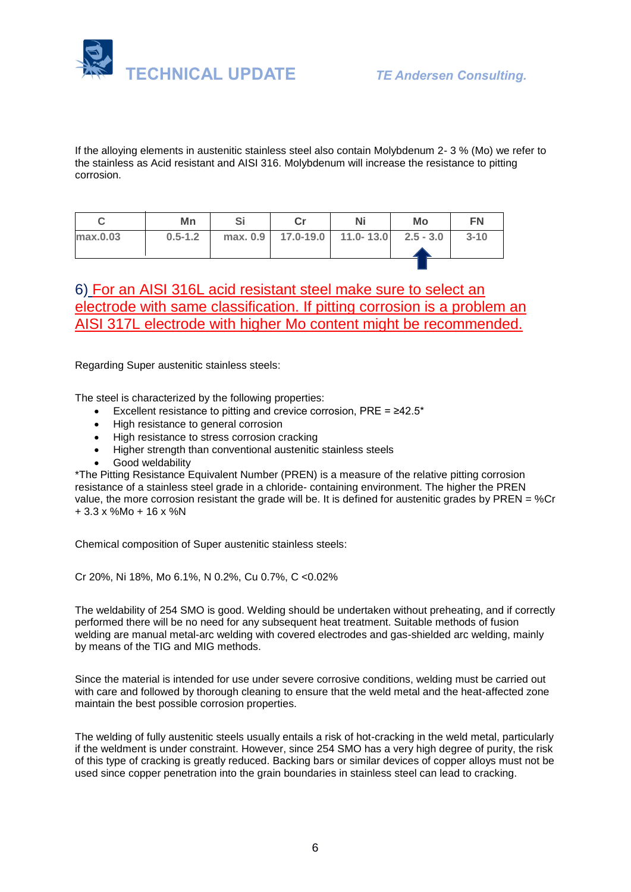If the alloying elements in austenitic stainless steel also contain Molybdenum 2- 3 % (Mo) we refer to the stainless as Acid resistant and AISI 316. Molybdenum will increase the resistance to pitting corrosion.

| C | Mn | Si | Cr | Ni | Mo | FN |
|---|---|---|---|---|---|---|
| max.0.03 | 0.5-1.2 | max. 0.9 | 17.0-19.0 | 11.0- 13.0 | 2.5 - 3.0 | 3-10 |

6) For an AISI 316L acid resistant steel make sure to select an electrode with same classification. If pitting corrosion is a problem an AISI 317L electrode with higher Mo content might be recommended.

Regarding Super austenitic stainless steels:

The steel is characterized by the following properties:

- Excellent resistance to pitting and crevice corrosion, PRE = ≥42.5*
- High resistance to general corrosion
- High resistance to stress corrosion cracking
- Higher strength than conventional austenitic stainless steels
- Good weldability

*The Pitting Resistance Equivalent Number (PREN) is a measure of the relative pitting corrosion resistance of a stainless steel grade in a chloride- containing environment. The higher the PREN value, the more corrosion resistant the grade will be. It is defined for austenitic grades by PREN = %Cr + 3.3 x %Mo + 16 x %N

Chemical composition of Super austenitic stainless steels:

Cr 20%, Ni 18%, Mo 6.1%, N 0.2%, Cu 0.7%, C <0.02%

The weldability of 254 SMO is good. Welding should be undertaken without preheating, and if correctly performed there will be no need for any subsequent heat treatment. Suitable methods of fusion welding are manual metal-arc welding with covered electrodes and gas-shielded arc welding, mainly by means of the TIG and MIG methods.

Since the material is intended for use under severe corrosive conditions, welding must be carried out with care and followed by thorough cleaning to ensure that the weld metal and the heat-affected zone maintain the best possible corrosion properties.

The welding of fully austenitic steels usually entails a risk of hot-cracking in the weld metal, particularly if the weldment is under constraint. However, since 254 SMO has a very high degree of purity, the risk of this type of cracking is greatly reduced. Backing bars or similar devices of copper alloys must not be used since copper penetration into the grain boundaries in stainless steel can lead to cracking.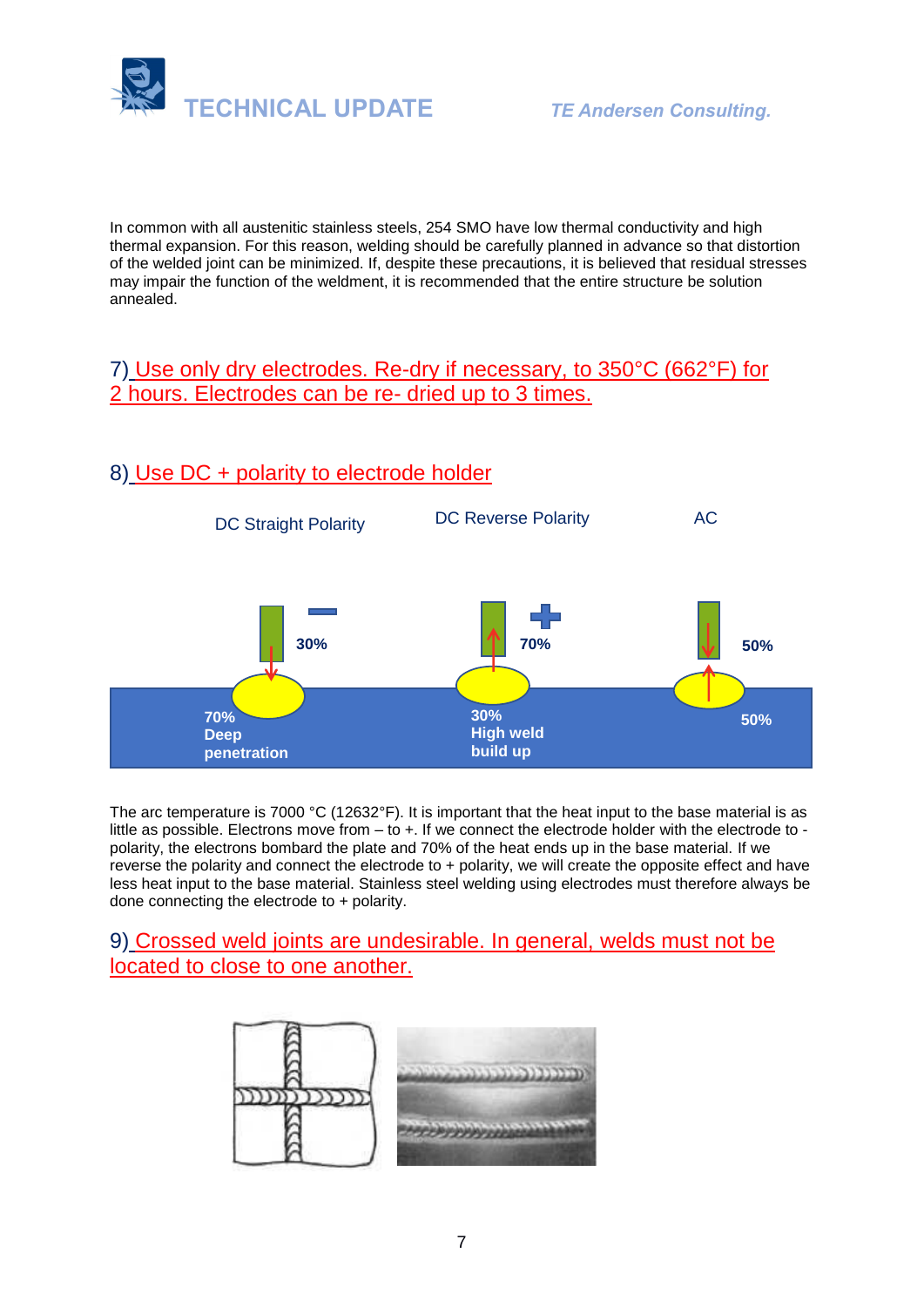In common with all austenitic stainless steels, 254 SMO have low thermal conductivity and high thermal expansion. For this reason, welding should be carefully planned in advance so that distortion of the welded joint can be minimized. If, despite these precautions, it is believed that residual stresses may impair the function of the weldment, it is recommended that the entire structure be solution annealed.

## 7) Use only dry electrodes. Re-dry if necessary, to 350°C (662°F) for 2 hours. Electrodes can be re- dried up to 3 times.

## 8) Use DC + polarity to electrode holder

| DC Straight Polarity | DC Reverse Polarity | AC |
|---|---|---|
| – electrode: 30% | + electrode: 70% | 50% |
| 70% Deep penetration | 30% High weld build up | 50% |

The arc temperature is 7000 °C (12632°F). It is important that the heat input to the base material is as little as possible. Electrons move from – to +. If we connect the electrode holder with the electrode to - polarity, the electrons bombard the plate and 70% of the heat ends up in the base material. If we reverse the polarity and connect the electrode to + polarity, we will create the opposite effect and have less heat input to the base material. Stainless steel welding using electrodes must therefore always be done connecting the electrode to + polarity.

## 9) Crossed weld joints are undesirable. In general, welds must not be located to close to one another.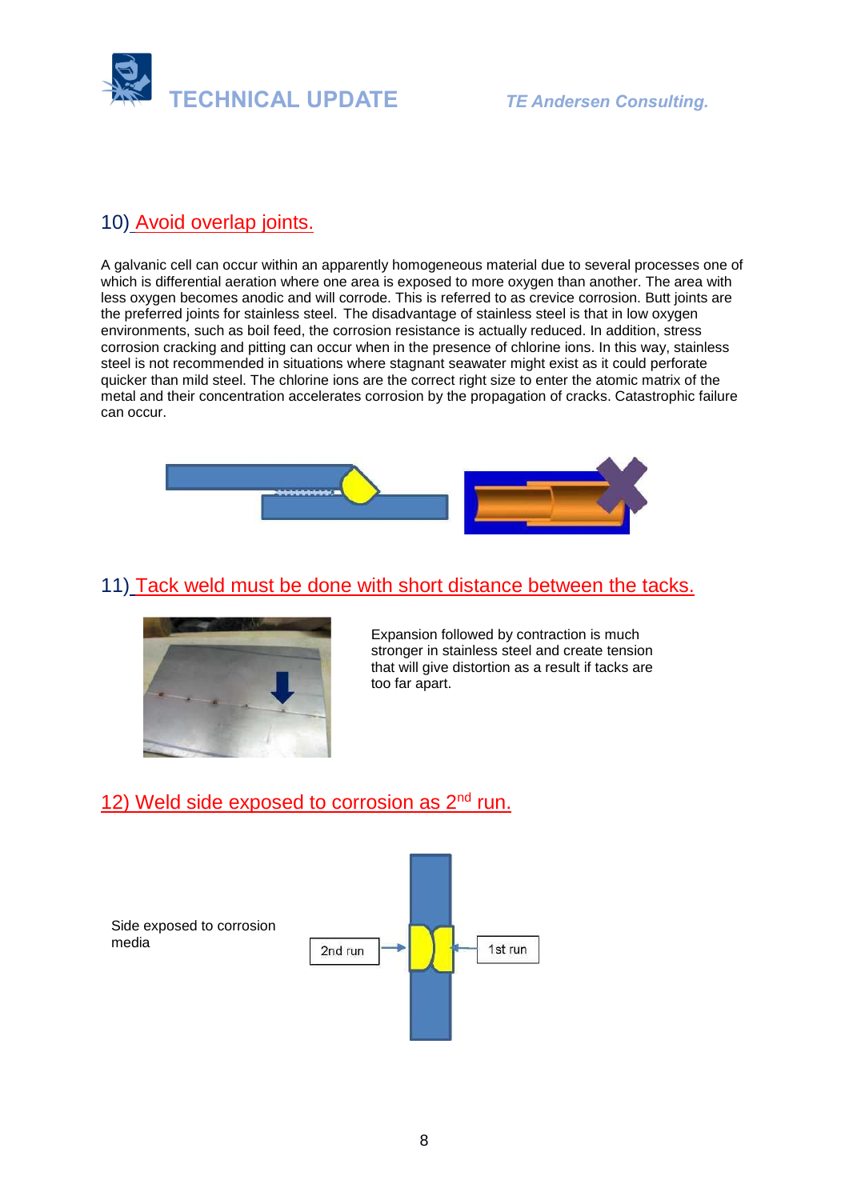## 10) Avoid overlap joints.

A galvanic cell can occur within an apparently homogeneous material due to several processes one of which is differential aeration where one area is exposed to more oxygen than another. The area with less oxygen becomes anodic and will corrode. This is referred to as crevice corrosion. Butt joints are the preferred joints for stainless steel. The disadvantage of stainless steel is that in low oxygen environments, such as boil feed, the corrosion resistance is actually reduced. In addition, stress corrosion cracking and pitting can occur when in the presence of chlorine ions. In this way, stainless steel is not recommended in situations where stagnant seawater might exist as it could perforate quicker than mild steel. The chlorine ions are the correct right size to enter the atomic matrix of the metal and their concentration accelerates corrosion by the propagation of cracks. Catastrophic failure can occur.

## 11) Tack weld must be done with short distance between the tacks.

Expansion followed by contraction is much stronger in stainless steel and create tension that will give distortion as a result if tacks are too far apart.

## 12) Weld side exposed to corrosion as 2nd run.

Side exposed to corrosion media

2nd run

1st run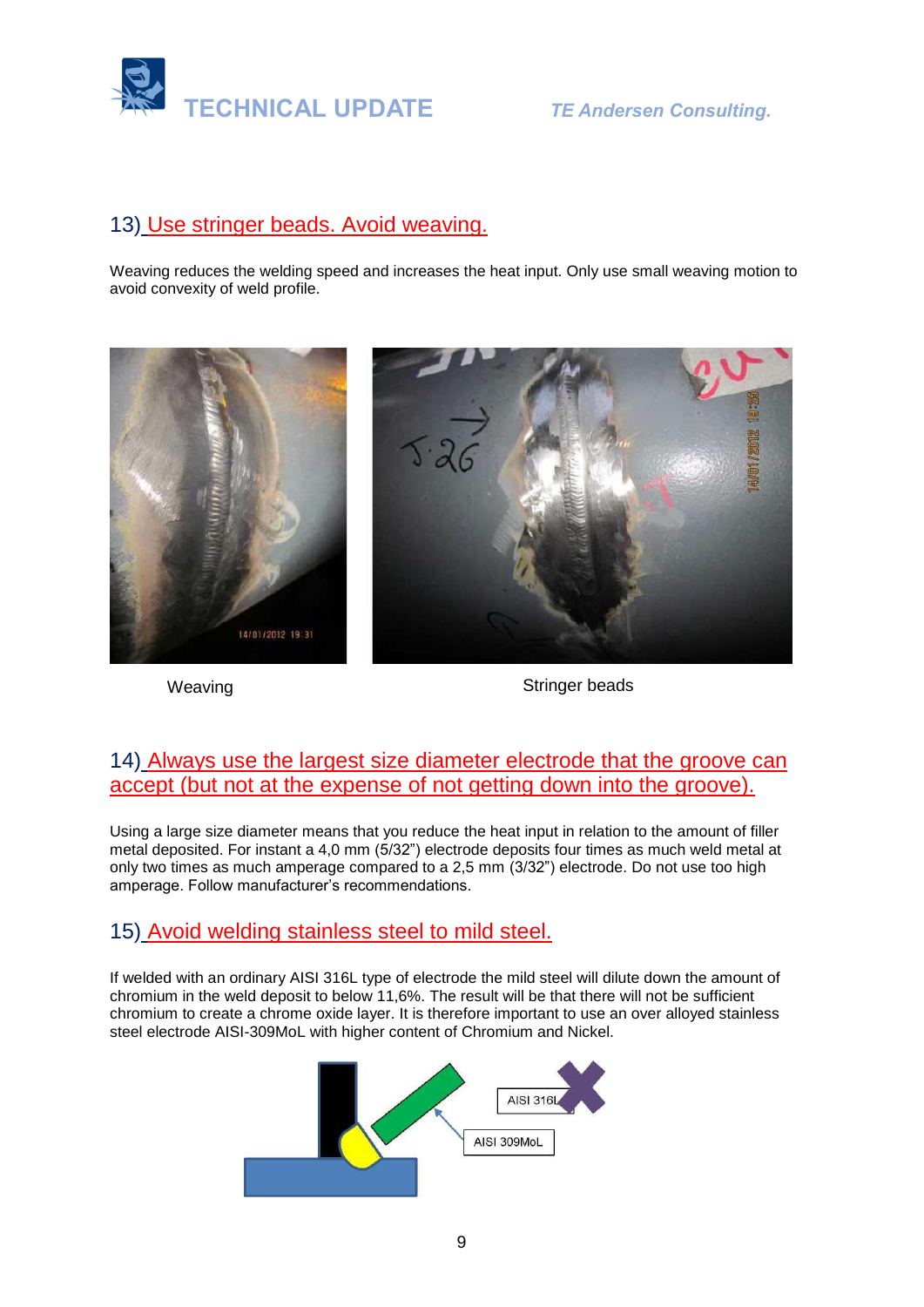## 13) Use stringer beads. Avoid weaving.

Weaving reduces the welding speed and increases the heat input. Only use small weaving motion to avoid convexity of weld profile.

Weaving

Stringer beads

## 14) Always use the largest size diameter electrode that the groove can accept (but not at the expense of not getting down into the groove).

Using a large size diameter means that you reduce the heat input in relation to the amount of filler metal deposited. For instant a 4,0 mm (5/32") electrode deposits four times as much weld metal at only two times as much amperage compared to a 2,5 mm (3/32") electrode. Do not use too high amperage. Follow manufacturer's recommendations.

## 15) Avoid welding stainless steel to mild steel.

If welded with an ordinary AISI 316L type of electrode the mild steel will dilute down the amount of chromium in the weld deposit to below 11,6%. The result will be that there will not be sufficient chromium to create a chrome oxide layer. It is therefore important to use an over alloyed stainless steel electrode AISI-309MoL with higher content of Chromium and Nickel.

AISI 316L

AISI 309MoL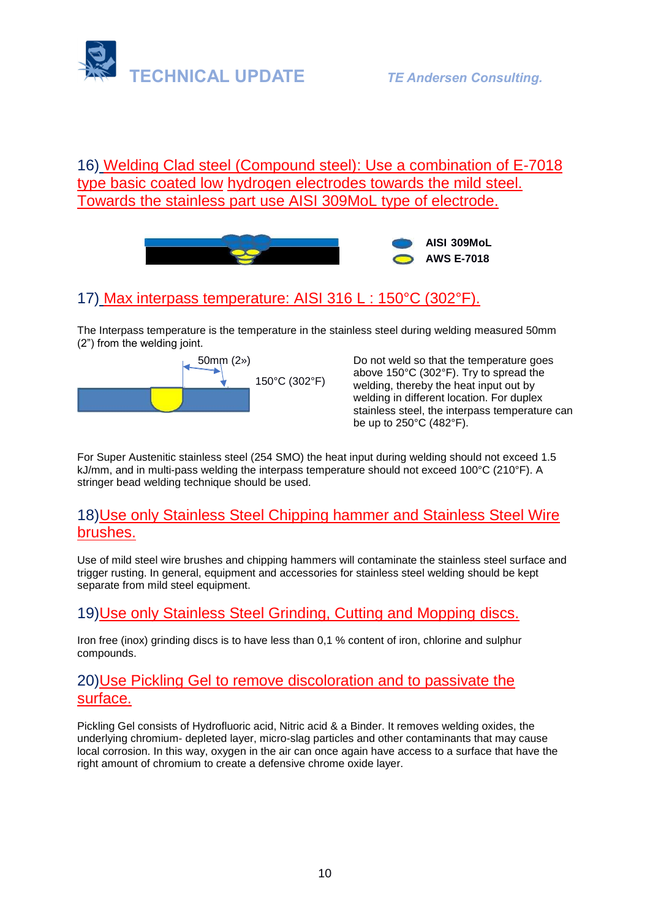## 16) Welding Clad steel (Compound steel): Use a combination of E-7018 type basic coated low hydrogen electrodes towards the mild steel. Towards the stainless part use AISI 309MoL type of electrode.

**AISI 309MoL**
**AWS E-7018**

## 17) Max interpass temperature: AISI 316 L : 150°C (302°F).

The Interpass temperature is the temperature in the stainless steel during welding measured 50mm (2") from the welding joint.

50mm (2») 150°C (302°F)

Do not weld so that the temperature goes above 150°C (302°F). Try to spread the welding, thereby the heat input out by welding in different location. For duplex stainless steel, the interpass temperature can be up to 250°C (482°F).

For Super Austenitic stainless steel (254 SMO) the heat input during welding should not exceed 1.5 kJ/mm, and in multi-pass welding the interpass temperature should not exceed 100°C (210°F). A stringer bead welding technique should be used.

## 18) Use only Stainless Steel Chipping hammer and Stainless Steel Wire brushes.

Use of mild steel wire brushes and chipping hammers will contaminate the stainless steel surface and trigger rusting. In general, equipment and accessories for stainless steel welding should be kept separate from mild steel equipment.

## 19) Use only Stainless Steel Grinding, Cutting and Mopping discs.

Iron free (inox) grinding discs is to have less than 0,1 % content of iron, chlorine and sulphur compounds.

## 20) Use Pickling Gel to remove discoloration and to passivate the surface.

Pickling Gel consists of Hydrofluoric acid, Nitric acid & a Binder. It removes welding oxides, the underlying chromium- depleted layer, micro-slag particles and other contaminants that may cause local corrosion. In this way, oxygen in the air can once again have access to a surface that have the right amount of chromium to create a defensive chrome oxide layer.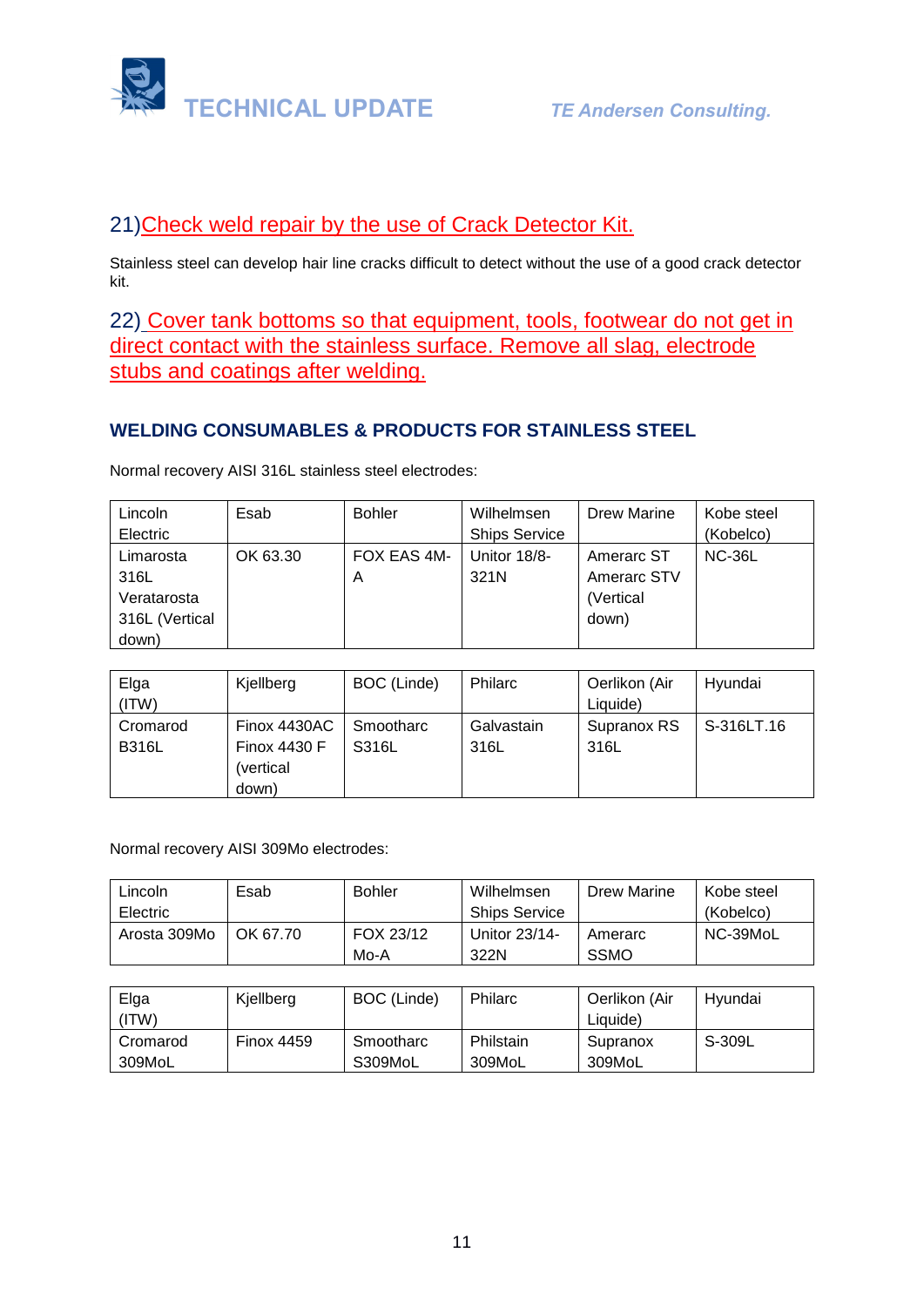## 21) Check weld repair by the use of Crack Detector Kit.

Stainless steel can develop hair line cracks difficult to detect without the use of a good crack detector kit.

## 22) Cover tank bottoms so that equipment, tools, footwear do not get in direct contact with the stainless surface. Remove all slag, electrode stubs and coatings after welding.

### WELDING CONSUMABLES & PRODUCTS FOR STAINLESS STEEL

Normal recovery AISI 316L stainless steel electrodes:

| Lincoln Electric | Esab | Bohler | Wilhelmsen Ships Service | Drew Marine | Kobe steel (Kobelco) |
|---|---|---|---|---|---|
| Limarosta 316L Veratarosta 316L (Vertical down) | OK 63.30 | FOX EAS 4M-A | Unitor 18/8-321N | Amerarc ST Amerarc STV (Vertical down) | NC-36L |

| Elga (ITW) | Kjellberg | BOC (Linde) | Philarc | Oerlikon (Air Liquide) | Hyundai |
|---|---|---|---|---|---|
| Cromarod B316L | Finox 4430AC Finox 4430 F (vertical down) | Smootharc S316L | Galvastain 316L | Supranox RS 316L | S-316LT.16 |

Normal recovery AISI 309Mo electrodes:

| Lincoln Electric | Esab | Bohler | Wilhelmsen Ships Service | Drew Marine | Kobe steel (Kobelco) |
|---|---|---|---|---|---|
| Arosta 309Mo | OK 67.70 | FOX 23/12 Mo-A | Unitor 23/14-322N | Amerarc SSMO | NC-39MoL |

| Elga (ITW) | Kjellberg | BOC (Linde) | Philarc | Oerlikon (Air Liquide) | Hyundai |
|---|---|---|---|---|---|
| Cromarod 309MoL | Finox 4459 | Smootharc S309MoL | Philstain 309MoL | Supranox 309MoL | S-309L |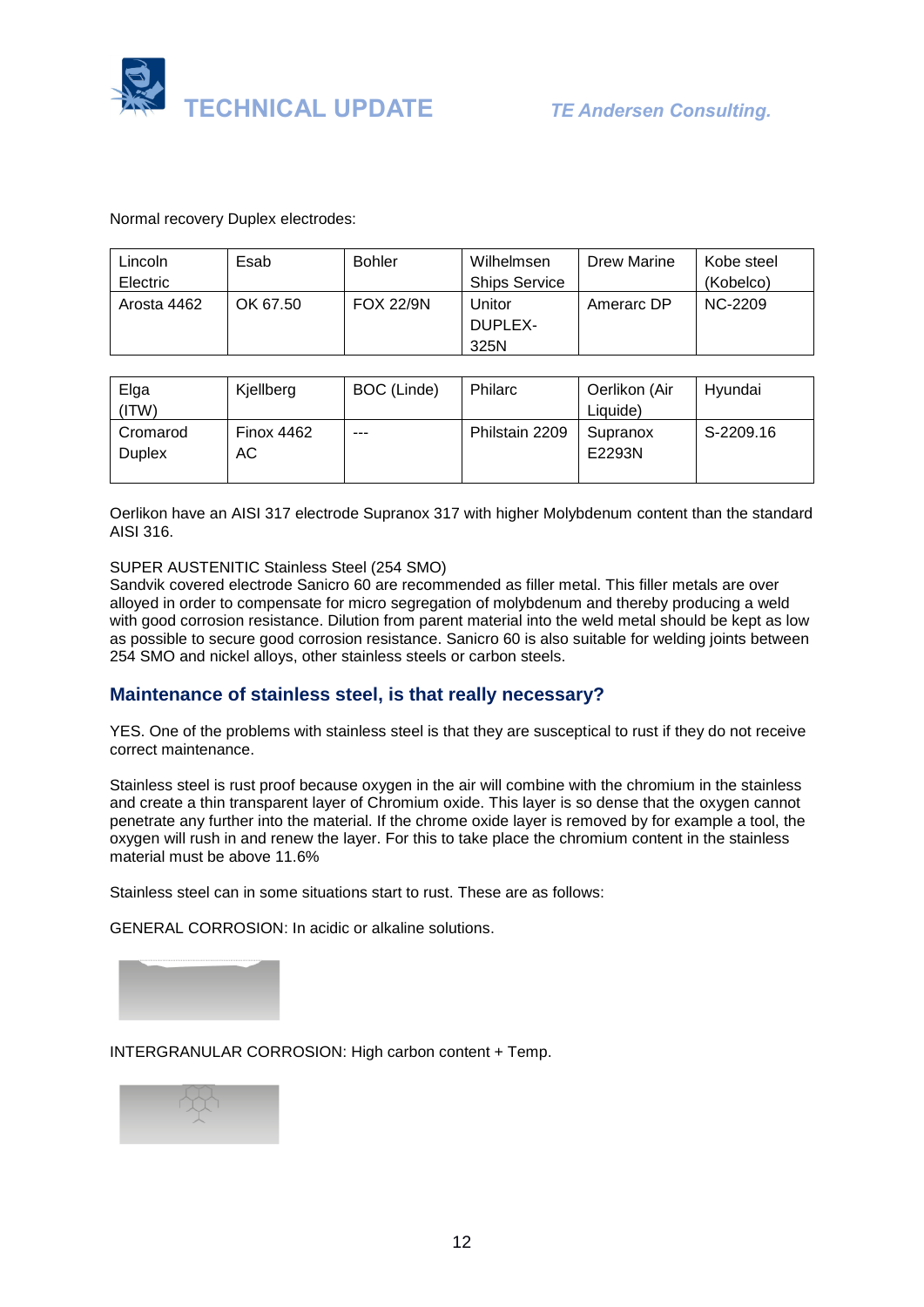Normal recovery Duplex electrodes:

| Lincoln Electric | Esab | Bohler | Wilhelmsen Ships Service | Drew Marine | Kobe steel (Kobelco) |
|---|---|---|---|---|---|
| Arosta 4462 | OK 67.50 | FOX 22/9N | Unitor DUPLEX-325N | Amerarc DP | NC-2209 |

| Elga (ITW) | Kjellberg | BOC (Linde) | Philarc | Oerlikon (Air Liquide) | Hyundai |
|---|---|---|---|---|---|
| Cromarod Duplex | Finox 4462 AC | --- | Philstain 2209 | Supranox E2293N | S-2209.16 |

Oerlikon have an AISI 317 electrode Supranox 317 with higher Molybdenum content than the standard AISI 316.

SUPER AUSTENITIC Stainless Steel (254 SMO)
Sandvik covered electrode Sanicro 60 are recommended as filler metal. This filler metals are over alloyed in order to compensate for micro segregation of molybdenum and thereby producing a weld with good corrosion resistance. Dilution from parent material into the weld metal should be kept as low as possible to secure good corrosion resistance. Sanicro 60 is also suitable for welding joints between 254 SMO and nickel alloys, other stainless steels or carbon steels.

## Maintenance of stainless steel, is that really necessary?

YES. One of the problems with stainless steel is that they are susceptical to rust if they do not receive correct maintenance.

Stainless steel is rust proof because oxygen in the air will combine with the chromium in the stainless and create a thin transparent layer of Chromium oxide. This layer is so dense that the oxygen cannot penetrate any further into the material. If the chrome oxide layer is removed by for example a tool, the oxygen will rush in and renew the layer. For this to take place the chromium content in the stainless material must be above 11.6%

Stainless steel can in some situations start to rust. These are as follows:

GENERAL CORROSION: In acidic or alkaline solutions.

INTERGRANULAR CORROSION: High carbon content + Temp.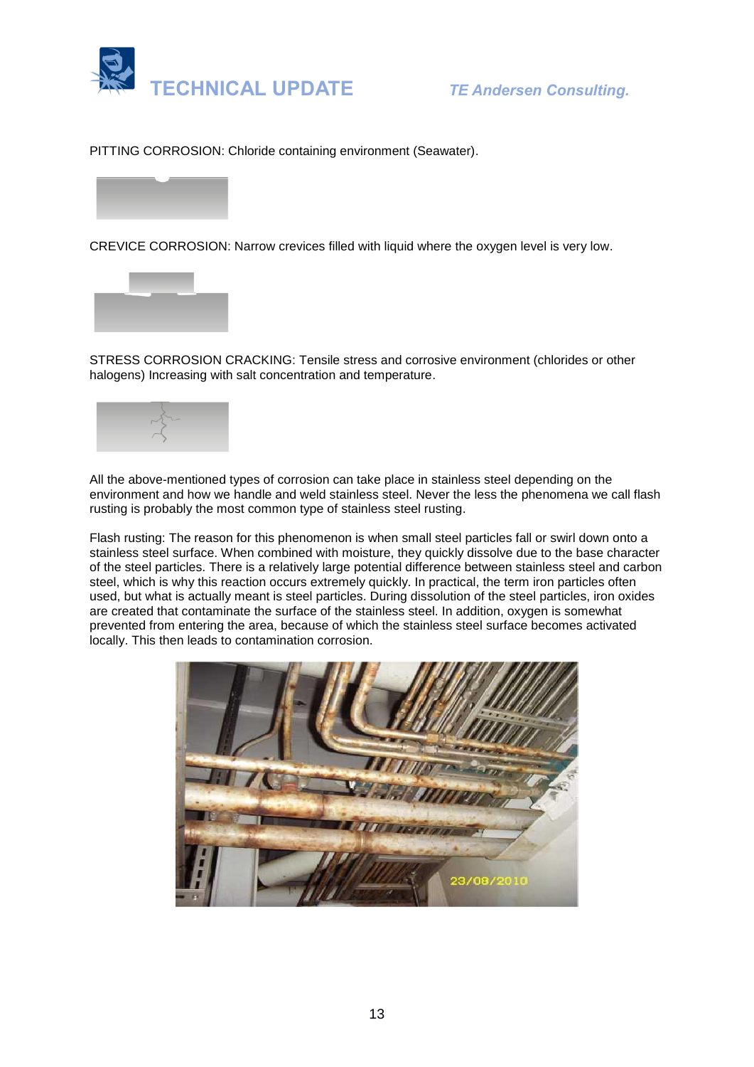PITTING CORROSION: Chloride containing environment (Seawater).

CREVICE CORROSION: Narrow crevices filled with liquid where the oxygen level is very low.

STRESS CORROSION CRACKING: Tensile stress and corrosive environment (chlorides or other halogens) Increasing with salt concentration and temperature.

All the above-mentioned types of corrosion can take place in stainless steel depending on the environment and how we handle and weld stainless steel. Never the less the phenomena we call flash rusting is probably the most common type of stainless steel rusting.

Flash rusting: The reason for this phenomenon is when small steel particles fall or swirl down onto a stainless steel surface. When combined with moisture, they quickly dissolve due to the base character of the steel particles. There is a relatively large potential difference between stainless steel and carbon steel, which is why this reaction occurs extremely quickly. In practical, the term iron particles often used, but what is actually meant is steel particles. During dissolution of the steel particles, iron oxides are created that contaminate the surface of the stainless steel. In addition, oxygen is somewhat prevented from entering the area, because of which the stainless steel surface becomes activated locally. This then leads to contamination corrosion.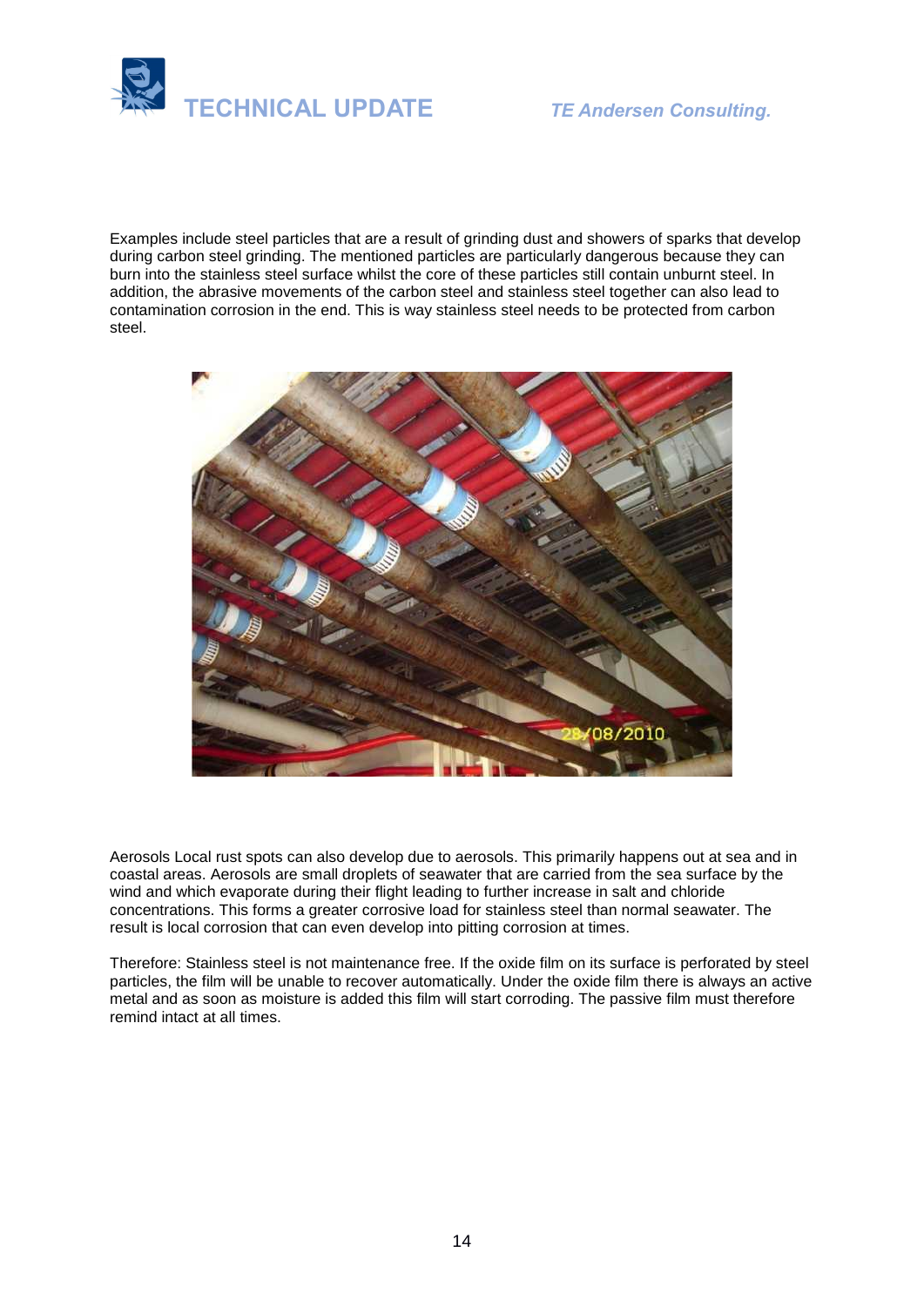Examples include steel particles that are a result of grinding dust and showers of sparks that develop during carbon steel grinding. The mentioned particles are particularly dangerous because they can burn into the stainless steel surface whilst the core of these particles still contain unburnt steel. In addition, the abrasive movements of the carbon steel and stainless steel together can also lead to contamination corrosion in the end. This is way stainless steel needs to be protected from carbon steel.

Aerosols Local rust spots can also develop due to aerosols. This primarily happens out at sea and in coastal areas. Aerosols are small droplets of seawater that are carried from the sea surface by the wind and which evaporate during their flight leading to further increase in salt and chloride concentrations. This forms a greater corrosive load for stainless steel than normal seawater. The result is local corrosion that can even develop into pitting corrosion at times.

Therefore: Stainless steel is not maintenance free. If the oxide film on its surface is perforated by steel particles, the film will be unable to recover automatically. Under the oxide film there is always an active metal and as soon as moisture is added this film will start corroding. The passive film must therefore remind intact at all times.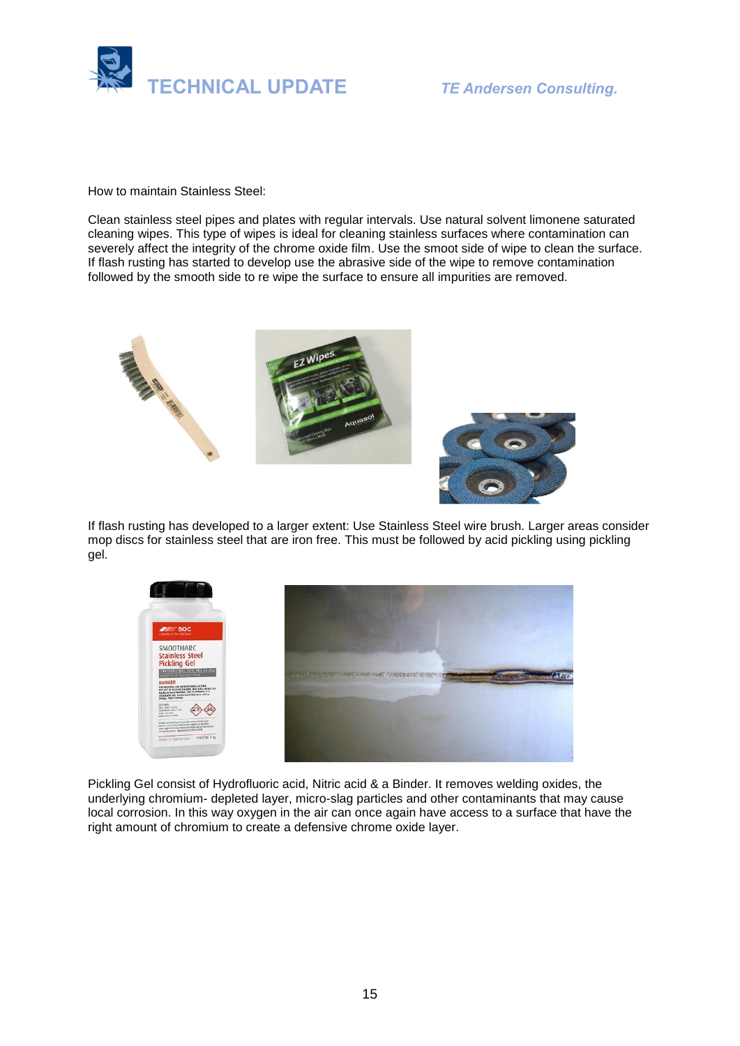How to maintain Stainless Steel:

Clean stainless steel pipes and plates with regular intervals. Use natural solvent limonene saturated cleaning wipes. This type of wipes is ideal for cleaning stainless surfaces where contamination can severely affect the integrity of the chrome oxide film. Use the smoot side of wipe to clean the surface. If flash rusting has started to develop use the abrasive side of the wipe to remove contamination followed by the smooth side to re wipe the surface to ensure all impurities are removed.

If flash rusting has developed to a larger extent: Use Stainless Steel wire brush. Larger areas consider mop discs for stainless steel that are iron free. This must be followed by acid pickling using pickling gel.

Pickling Gel consist of Hydrofluoric acid, Nitric acid & a Binder. It removes welding oxides, the underlying chromium- depleted layer, micro-slag particles and other contaminants that may cause local corrosion. In this way oxygen in the air can once again have access to a surface that have the right amount of chromium to create a defensive chrome oxide layer.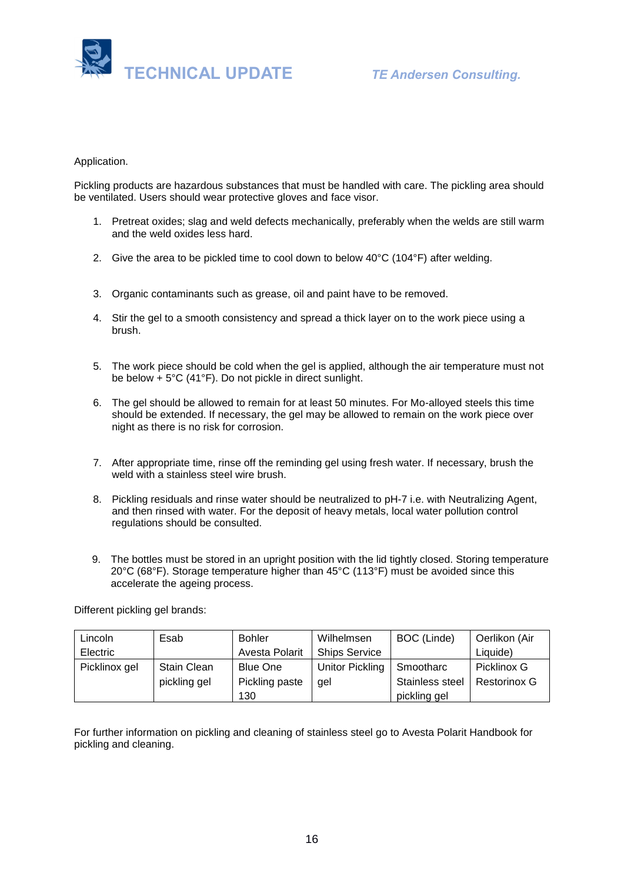Application.

Pickling products are hazardous substances that must be handled with care. The pickling area should be ventilated. Users should wear protective gloves and face visor.

1. Pretreat oxides; slag and weld defects mechanically, preferably when the welds are still warm and the weld oxides less hard.

2. Give the area to be pickled time to cool down to below 40°C (104°F) after welding.

3. Organic contaminants such as grease, oil and paint have to be removed.

4. Stir the gel to a smooth consistency and spread a thick layer on to the work piece using a brush.

5. The work piece should be cold when the gel is applied, although the air temperature must not be below + 5°C (41°F). Do not pickle in direct sunlight.

6. The gel should be allowed to remain for at least 50 minutes. For Mo-alloyed steels this time should be extended. If necessary, the gel may be allowed to remain on the work piece over night as there is no risk for corrosion.

7. After appropriate time, rinse off the reminding gel using fresh water. If necessary, brush the weld with a stainless steel wire brush.

8. Pickling residuals and rinse water should be neutralized to pH-7 i.e. with Neutralizing Agent, and then rinsed with water. For the deposit of heavy metals, local water pollution control regulations should be consulted.

9. The bottles must be stored in an upright position with the lid tightly closed. Storing temperature 20°C (68°F). Storage temperature higher than 45°C (113°F) must be avoided since this accelerate the ageing process.

Different pickling gel brands:

| Lincoln Electric | Esab | Bohler Avesta Polarit | Wilhelmsen Ships Service | BOC (Linde) | Oerlikon (Air Liquide) |
|---|---|---|---|---|---|
| Picklinox gel | Stain Clean pickling gel | Blue One Pickling paste 130 | Unitor Pickling gel | Smootharc Stainless steel pickling gel | Picklinox G Restorinox G |

For further information on pickling and cleaning of stainless steel go to Avesta Polarit Handbook for pickling and cleaning.